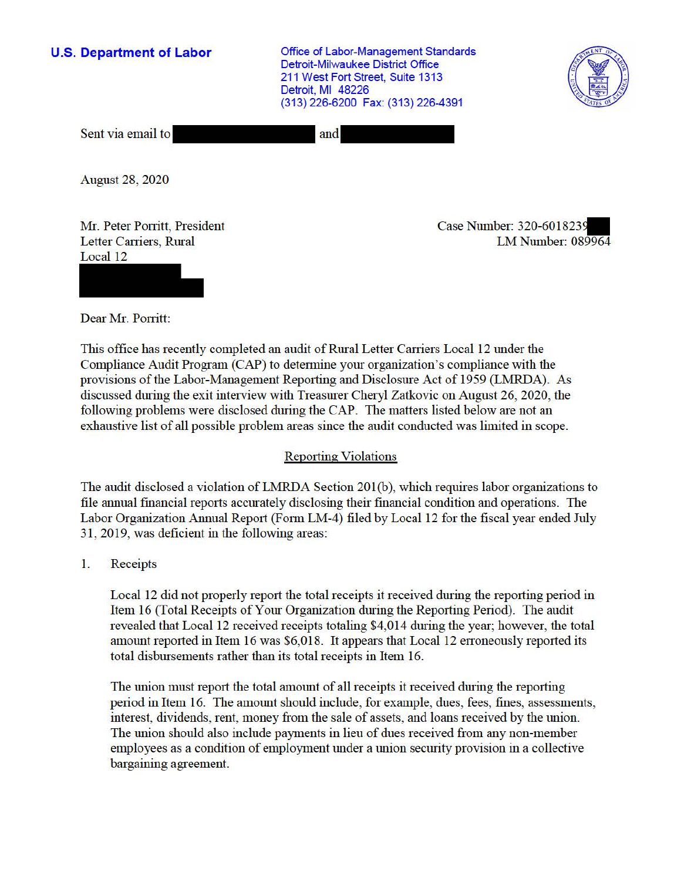**U.S. Department of Labor**

Office of Labor-Management Standards
Detroit-Milwaukee District Office
211 West Fort Street, Suite 1313
Detroit, MI 48226
(313) 226-6200 Fax: (313) 226-4391

Sent via email to [redacted] and [redacted]

August 28, 2020

Mr. Peter Porritt, President
Letter Carriers, Rural
Local 12
[redacted]

Case Number: 320-6018239[redacted]
LM Number: 089964

Dear Mr. Porritt:

This office has recently completed an audit of Rural Letter Carriers Local 12 under the Compliance Audit Program (CAP) to determine your organization's compliance with the provisions of the Labor-Management Reporting and Disclosure Act of 1959 (LMRDA). As discussed during the exit interview with Treasurer Cheryl Zatkovic on August 26, 2020, the following problems were disclosed during the CAP. The matters listed below are not an exhaustive list of all possible problem areas since the audit conducted was limited in scope.

## Reporting Violations

The audit disclosed a violation of LMRDA Section 201(b), which requires labor organizations to file annual financial reports accurately disclosing their financial condition and operations. The Labor Organization Annual Report (Form LM-4) filed by Local 12 for the fiscal year ended July 31, 2019, was deficient in the following areas:

1. Receipts

   Local 12 did not properly report the total receipts it received during the reporting period in Item 16 (Total Receipts of Your Organization during the Reporting Period). The audit revealed that Local 12 received receipts totaling $4,014 during the year; however, the total amount reported in Item 16 was $6,018. It appears that Local 12 erroneously reported its total disbursements rather than its total receipts in Item 16.

   The union must report the total amount of all receipts it received during the reporting period in Item 16. The amount should include, for example, dues, fees, fines, assessments, interest, dividends, rent, money from the sale of assets, and loans received by the union. The union should also include payments in lieu of dues received from any non-member employees as a condition of employment under a union security provision in a collective bargaining agreement.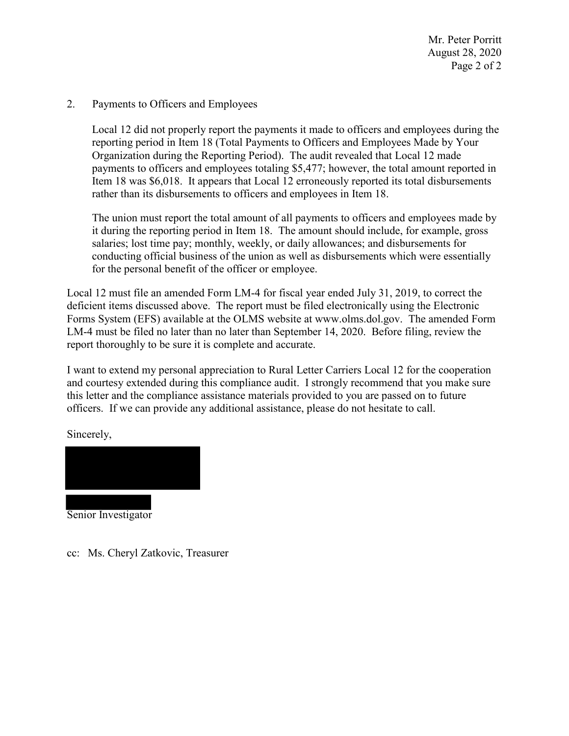2. Payments to Officers and Employees

   Local 12 did not properly report the payments it made to officers and employees during the reporting period in Item 18 (Total Payments to Officers and Employees Made by Your Organization during the Reporting Period). The audit revealed that Local 12 made payments to officers and employees totaling $5,477; however, the total amount reported in Item 18 was $6,018. It appears that Local 12 erroneously reported its total disbursements rather than its disbursements to officers and employees in Item 18.

   The union must report the total amount of all payments to officers and employees made by it during the reporting period in Item 18. The amount should include, for example, gross salaries; lost time pay; monthly, weekly, or daily allowances; and disbursements for conducting official business of the union as well as disbursements which were essentially for the personal benefit of the officer or employee.

Local 12 must file an amended Form LM-4 for fiscal year ended July 31, 2019, to correct the deficient items discussed above. The report must be filed electronically using the Electronic Forms System (EFS) available at the OLMS website at www.olms.dol.gov. The amended Form LM-4 must be filed no later than no later than September 14, 2020. Before filing, review the report thoroughly to be sure it is complete and accurate.

I want to extend my personal appreciation to Rural Letter Carriers Local 12 for the cooperation and courtesy extended during this compliance audit. I strongly recommend that you make sure this letter and the compliance assistance materials provided to you are passed on to future officers. If we can provide any additional assistance, please do not hesitate to call.

Sincerely,

Senior Investigator

cc: Ms. Cheryl Zatkovic, Treasurer